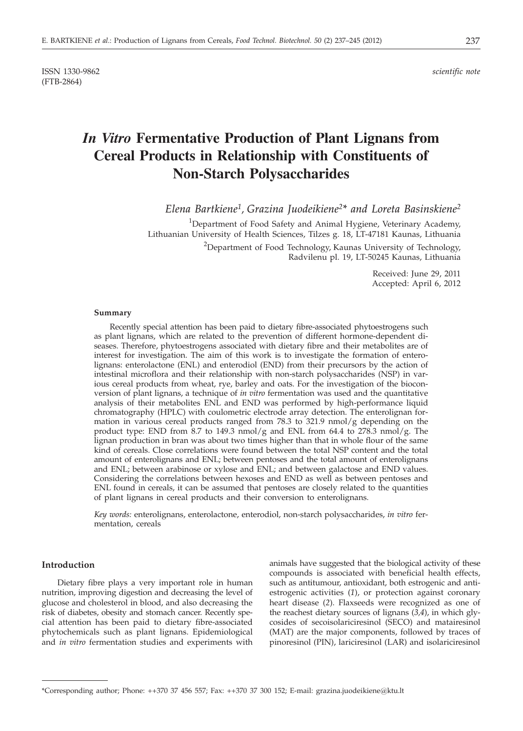ISSN 1330-9862 *scientific note*
(FTB-2864)

# *In Vitro* Fermentative Production of Plant Lignans from Cereal Products in Relationship with Constituents of Non-Starch Polysaccharides

*Elena Bartkiene[1], Grazina Juodeikiene[2]\* and Loreta Basinskiene[2]*

[1]Department of Food Safety and Animal Hygiene, Veterinary Academy, Lithuanian University of Health Sciences, Tilzes g. 18, LT-47181 Kaunas, Lithuania

[2]Department of Food Technology, Kaunas University of Technology, Radvilenu pl. 19, LT-50245 Kaunas, Lithuania

Received: June 29, 2011
Accepted: April 6, 2012

### Summary

Recently special attention has been paid to dietary fibre-associated phytoestrogens such as plant lignans, which are related to the prevention of different hormone-dependent diseases. Therefore, phytoestrogens associated with dietary fibre and their metabolites are of interest for investigation. The aim of this work is to investigate the formation of enterolignans: enterolactone (ENL) and enterodiol (END) from their precursors by the action of intestinal microflora and their relationship with non-starch polysaccharides (NSP) in various cereal products from wheat, rye, barley and oats. For the investigation of the bioconversion of plant lignans, a technique of *in vitro* fermentation was used and the quantitative analysis of their metabolites ENL and END was performed by high-performance liquid chromatography (HPLC) with coulometric electrode array detection. The enterolignan formation in various cereal products ranged from 78.3 to 321.9 nmol/g depending on the product type: END from 8.7 to 149.3 nmol/g and ENL from 64.4 to 278.3 nmol/g. The lignan production in bran was about two times higher than that in whole flour of the same kind of cereals. Close correlations were found between the total NSP content and the total amount of enterolignans and ENL; between pentoses and the total amount of enterolignans and ENL; between arabinose or xylose and ENL; and between galactose and END values. Considering the correlations between hexoses and END as well as between pentoses and ENL found in cereals, it can be assumed that pentoses are closely related to the quantities of plant lignans in cereal products and their conversion to enterolignans.

*Key words:* enterolignans, enterolactone, enterodiol, non-starch polysaccharides, *in vitro* fermentation, cereals

## Introduction

Dietary fibre plays a very important role in human nutrition, improving digestion and decreasing the level of glucose and cholesterol in blood, and also decreasing the risk of diabetes, obesity and stomach cancer. Recently special attention has been paid to dietary fibre-associated phytochemicals such as plant lignans. Epidemiological and *in vitro* fermentation studies and experiments with animals have suggested that the biological activity of these compounds is associated with beneficial health effects, such as antitumour, antioxidant, both estrogenic and anti-estrogenic activities (*1*), or protection against coronary heart disease (*2*). Flaxseeds were recognized as one of the reachest dietary sources of lignans (*3,4*), in which glycosides of secoisolariciresinol (SECO) and matairesinol (MAT) are the major components, followed by traces of pinoresinol (PIN), lariciresinol (LAR) and isolariciresinol

\*Corresponding author; Phone: ++370 37 456 557; Fax: ++370 37 300 152; E-mail: grazina.juodeikiene@ktu.lt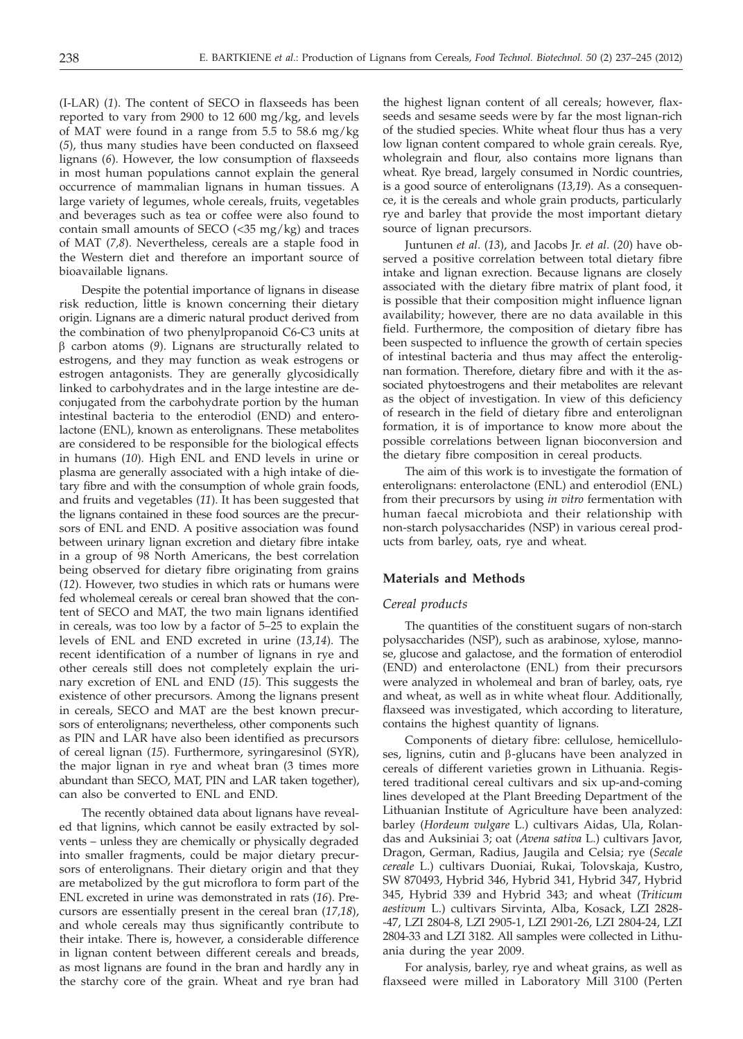(I-LAR) (*1*). The content of SECO in flaxseeds has been reported to vary from 2900 to 12 600 mg/kg, and levels of MAT were found in a range from 5.5 to 58.6 mg/kg (*5*), thus many studies have been conducted on flaxseed lignans (*6*). However, the low consumption of flaxseeds in most human populations cannot explain the general occurrence of mammalian lignans in human tissues. A large variety of legumes, whole cereals, fruits, vegetables and beverages such as tea or coffee were also found to contain small amounts of SECO (<35 mg/kg) and traces of MAT (*7,8*). Nevertheless, cereals are a staple food in the Western diet and therefore an important source of bioavailable lignans.

Despite the potential importance of lignans in disease risk reduction, little is known concerning their dietary origin. Lignans are a dimeric natural product derived from the combination of two phenylpropanoid C6-C3 units at β carbon atoms (*9*). Lignans are structurally related to estrogens, and they may function as weak estrogens or estrogen antagonists. They are generally glycosidically linked to carbohydrates and in the large intestine are deconjugated from the carbohydrate portion by the human intestinal bacteria to the enterodiol (END) and enterolactone (ENL), known as enterolignans. These metabolites are considered to be responsible for the biological effects in humans (*10*). High ENL and END levels in urine or plasma are generally associated with a high intake of dietary fibre and with the consumption of whole grain foods, and fruits and vegetables (*11*). It has been suggested that the lignans contained in these food sources are the precursors of ENL and END. A positive association was found between urinary lignan excretion and dietary fibre intake in a group of 98 North Americans, the best correlation being observed for dietary fibre originating from grains (*12*). However, two studies in which rats or humans were fed wholemeal cereals or cereal bran showed that the content of SECO and MAT, the two main lignans identified in cereals, was too low by a factor of 5–25 to explain the levels of ENL and END excreted in urine (*13,14*). The recent identification of a number of lignans in rye and other cereals still does not completely explain the urinary excretion of ENL and END (*15*). This suggests the existence of other precursors. Among the lignans present in cereals, SECO and MAT are the best known precursors of enterolignans; nevertheless, other components such as PIN and LAR have also been identified as precursors of cereal lignan (*15*). Furthermore, syringaresinol (SYR), the major lignan in rye and wheat bran (3 times more abundant than SECO, MAT, PIN and LAR taken together), can also be converted to ENL and END.

The recently obtained data about lignans have revealed that lignins, which cannot be easily extracted by solvents – unless they are chemically or physically degraded into smaller fragments, could be major dietary precursors of enterolignans. Their dietary origin and that they are metabolized by the gut microflora to form part of the ENL excreted in urine was demonstrated in rats (*16*). Precursors are essentially present in the cereal bran (*17,18*), and whole cereals may thus significantly contribute to their intake. There is, however, a considerable difference in lignan content between different cereals and breads, as most lignans are found in the bran and hardly any in the starchy core of the grain. Wheat and rye bran had the highest lignan content of all cereals; however, flaxseeds and sesame seeds were by far the most lignan-rich of the studied species. White wheat flour thus has a very low lignan content compared to whole grain cereals. Rye, wholegrain and flour, also contains more lignans than wheat. Rye bread, largely consumed in Nordic countries, is a good source of enterolignans (*13,19*). As a consequence, it is the cereals and whole grain products, particularly rye and barley that provide the most important dietary source of lignan precursors.

Juntunen *et al*. (*13*), and Jacobs Jr. *et al*. (*20*) have observed a positive correlation between total dietary fibre intake and lignan exrection. Because lignans are closely associated with the dietary fibre matrix of plant food, it is possible that their composition might influence lignan availability; however, there are no data available in this field. Furthermore, the composition of dietary fibre has been suspected to influence the growth of certain species of intestinal bacteria and thus may affect the enterolignan formation. Therefore, dietary fibre and with it the associated phytoestrogens and their metabolites are relevant as the object of investigation. In view of this deficiency of research in the field of dietary fibre and enterolignan formation, it is of importance to know more about the possible correlations between lignan bioconversion and the dietary fibre composition in cereal products.

The aim of this work is to investigate the formation of enterolignans: enterolactone (ENL) and enterodiol (ENL) from their precursors by using *in vitro* fermentation with human faecal microbiota and their relationship with non-starch polysaccharides (NSP) in various cereal products from barley, oats, rye and wheat.

## Materials and Methods

### *Cereal products*

The quantities of the constituent sugars of non-starch polysaccharides (NSP), such as arabinose, xylose, mannose, glucose and galactose, and the formation of enterodiol (END) and enterolactone (ENL) from their precursors were analyzed in wholemeal and bran of barley, oats, rye and wheat, as well as in white wheat flour. Additionally, flaxseed was investigated, which according to literature, contains the highest quantity of lignans.

Components of dietary fibre: cellulose, hemicelluloses, lignins, cutin and β-glucans have been analyzed in cereals of different varieties grown in Lithuania. Registered traditional cereal cultivars and six up-and-coming lines developed at the Plant Breeding Department of the Lithuanian Institute of Agriculture have been analyzed: barley (*Hordeum vulgare* L.) cultivars Aidas, Ula, Rolandas and Auksiniai 3; oat (*Avena sativa* L.) cultivars Javor, Dragon, German, Radius, Jaugila and Celsia; rye (*Secale cereale* L.) cultivars Duoniai, Rukai, Tolovskaja, Kustro, SW 870493, Hybrid 346, Hybrid 341, Hybrid 347, Hybrid 345, Hybrid 339 and Hybrid 343; and wheat (*Triticum aestivum* L.) cultivars Sirvinta, Alba, Kosack, LZI 2828-47, LZI 2804-8, LZI 2905-1, LZI 2901-26, LZI 2804-24, LZI 2804-33 and LZI 3182. All samples were collected in Lithuania during the year 2009.

For analysis, barley, rye and wheat grains, as well as flaxseed were milled in Laboratory Mill 3100 (Perten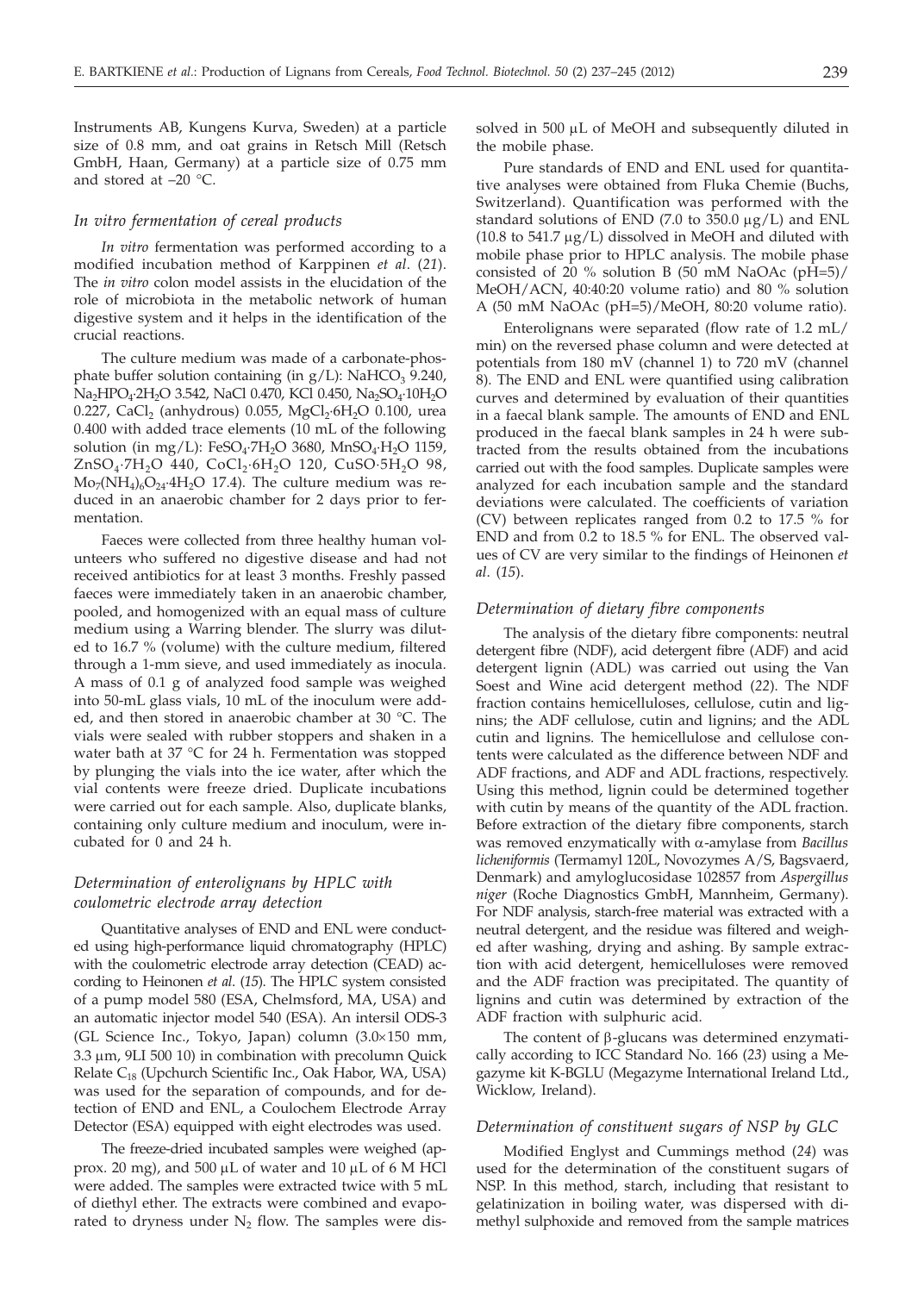Instruments AB, Kungens Kurva, Sweden) at a particle size of 0.8 mm, and oat grains in Retsch Mill (Retsch GmbH, Haan, Germany) at a particle size of 0.75 mm and stored at –20 °C.

### *In vitro* fermentation of cereal products

*In vitro* fermentation was performed according to a modified incubation method of Karppinen *et al*. (*21*). The *in vitro* colon model assists in the elucidation of the role of microbiota in the metabolic network of human digestive system and it helps in the identification of the crucial reactions.

The culture medium was made of a carbonate-phosphate buffer solution containing (in g/L): $NaHCO_3$ 9.240, $Na_2HPO_4{\cdot}2H_2O$ 3.542, NaCl 0.470, KCl 0.450, $Na_2SO_4{\cdot}10H_2O$ 0.227, $CaCl_2$ (anhydrous) 0.055, $MgCl_2{\cdot}6H_2O$ 0.100, urea 0.400 with added trace elements (10 mL of the following solution (in mg/L): $FeSO_4{\cdot}7H_2O$ 3680, $MnSO_4{\cdot}H_2O$ 1159, $ZnSO_4{\cdot}7H_2O$ 440, $CoCl_2{\cdot}6H_2O$ 120, $CuSO{\cdot}5H_2O$ 98, $Mo_7(NH_4)_6O_{24}{\cdot}4H_2O$ 17.4). The culture medium was reduced in an anaerobic chamber for 2 days prior to fermentation.

Faeces were collected from three healthy human volunteers who suffered no digestive disease and had not received antibiotics for at least 3 months. Freshly passed faeces were immediately taken in an anaerobic chamber, pooled, and homogenized with an equal mass of culture medium using a Warring blender. The slurry was diluted to 16.7 % (volume) with the culture medium, filtered through a 1-mm sieve, and used immediately as inocula. A mass of 0.1 g of analyzed food sample was weighed into 50-mL glass vials, 10 mL of the inoculum were added, and then stored in anaerobic chamber at 30 °C. The vials were sealed with rubber stoppers and shaken in a water bath at 37 °C for 24 h. Fermentation was stopped by plunging the vials into the ice water, after which the vial contents were freeze dried. Duplicate incubations were carried out for each sample. Also, duplicate blanks, containing only culture medium and inoculum, were incubated for 0 and 24 h.

### *Determination of enterolignans by HPLC with coulometric electrode array detection*

Quantitative analyses of END and ENL were conducted using high-performance liquid chromatography (HPLC) with the coulometric electrode array detection (CEAD) according to Heinonen *et al*. (*15*). The HPLC system consisted of a pump model 580 (ESA, Chelmsford, MA, USA) and an automatic injector model 540 (ESA). An intersil ODS-3 (GL Science Inc., Tokyo, Japan) column (3.0×150 mm, 3.3 µm, 9LI 500 10) in combination with precolumn Quick Relate $C_{18}$ (Upchurch Scientific Inc., Oak Habor, WA, USA) was used for the separation of compounds, and for detection of END and ENL, a Coulochem Electrode Array Detector (ESA) equipped with eight electrodes was used.

The freeze-dried incubated samples were weighed (approx. 20 mg), and 500 µL of water and 10 µL of 6 M HCl were added. The samples were extracted twice with 5 mL of diethyl ether. The extracts were combined and evaporated to dryness under $N_2$ flow. The samples were dissolved in 500 µL of MeOH and subsequently diluted in the mobile phase.

Pure standards of END and ENL used for quantitative analyses were obtained from Fluka Chemie (Buchs, Switzerland). Quantification was performed with the standard solutions of END (7.0 to 350.0 µg/L) and ENL (10.8 to 541.7 µg/L) dissolved in MeOH and diluted with mobile phase prior to HPLC analysis. The mobile phase consisted of 20 % solution B (50 mM NaOAc (pH=5)/ MeOH/ACN, 40:40:20 volume ratio) and 80 % solution A (50 mM NaOAc (pH=5)/MeOH, 80:20 volume ratio).

Enterolignans were separated (flow rate of 1.2 mL/ min) on the reversed phase column and were detected at potentials from 180 mV (channel 1) to 720 mV (channel 8). The END and ENL were quantified using calibration curves and determined by evaluation of their quantities in a faecal blank sample. The amounts of END and ENL produced in the faecal blank samples in 24 h were subtracted from the results obtained from the incubations carried out with the food samples. Duplicate samples were analyzed for each incubation sample and the standard deviations were calculated. The coefficients of variation (CV) between replicates ranged from 0.2 to 17.5 % for END and from 0.2 to 18.5 % for ENL. The observed values of CV are very similar to the findings of Heinonen *et al*. (*15*).

### *Determination of dietary fibre components*

The analysis of the dietary fibre components: neutral detergent fibre (NDF), acid detergent fibre (ADF) and acid detergent lignin (ADL) was carried out using the Van Soest and Wine acid detergent method (*22*). The NDF fraction contains hemicelluloses, cellulose, cutin and lignins; the ADF cellulose, cutin and lignins; and the ADL cutin and lignins. The hemicellulose and cellulose contents were calculated as the difference between NDF and ADF fractions, and ADF and ADL fractions, respectively. Using this method, lignin could be determined together with cutin by means of the quantity of the ADL fraction. Before extraction of the dietary fibre components, starch was removed enzymatically with α-amylase from *Bacillus licheniformis* (Termamyl 120L, Novozymes A/S, Bagsvaerd, Denmark) and amyloglucosidase 102857 from *Aspergillus niger* (Roche Diagnostics GmbH, Mannheim, Germany). For NDF analysis, starch-free material was extracted with a neutral detergent, and the residue was filtered and weighed after washing, drying and ashing. By sample extraction with acid detergent, hemicelluloses were removed and the ADF fraction was precipitated. The quantity of lignins and cutin was determined by extraction of the ADF fraction with sulphuric acid.

The content of β-glucans was determined enzymatically according to ICC Standard No. 166 (*23*) using a Megazyme kit K-BGLU (Megazyme International Ireland Ltd., Wicklow, Ireland).

### *Determination of constituent sugars of NSP by GLC*

Modified Englyst and Cummings method (*24*) was used for the determination of the constituent sugars of NSP. In this method, starch, including that resistant to gelatinization in boiling water, was dispersed with dimethyl sulphoxide and removed from the sample matrices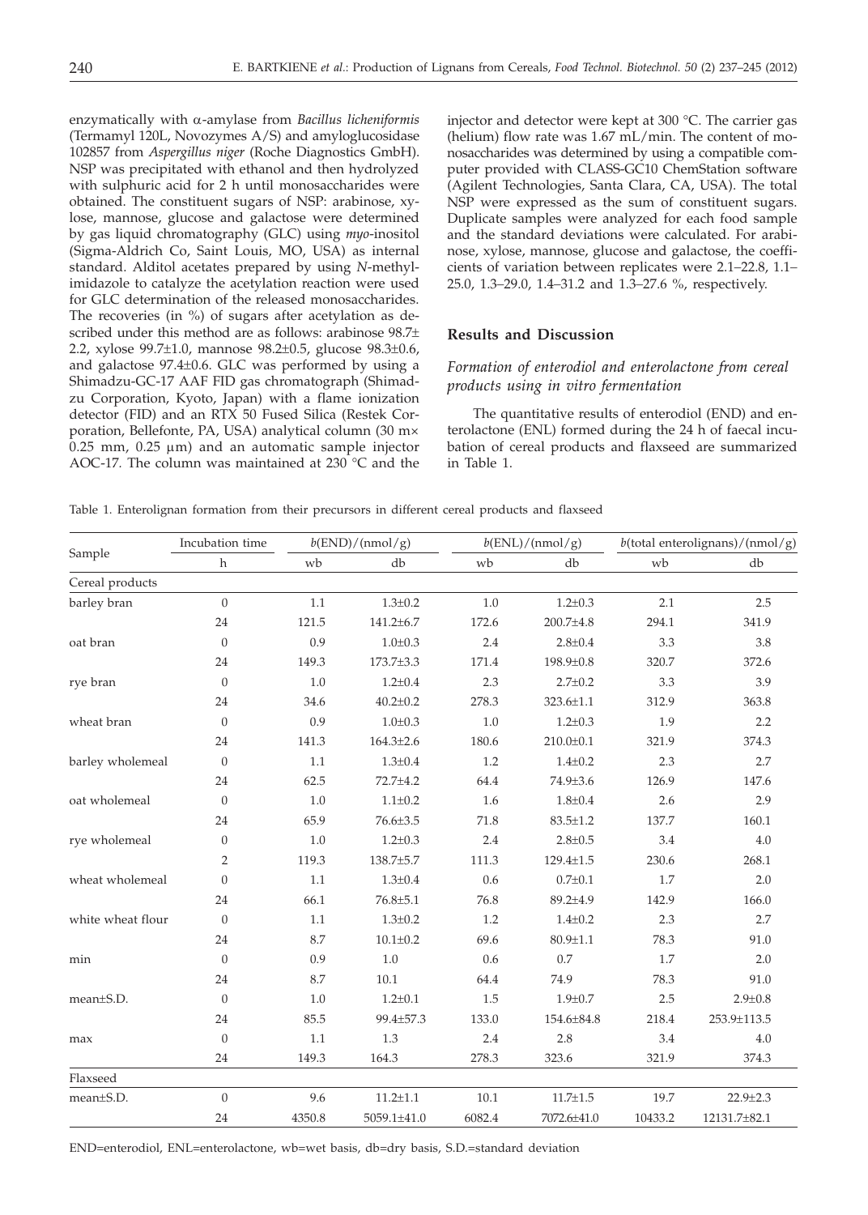enzymatically with α-amylase from *Bacillus licheniformis* (Termamyl 120L, Novozymes A/S) and amyloglucosidase 102857 from *Aspergillus niger* (Roche Diagnostics GmbH). NSP was precipitated with ethanol and then hydrolyzed with sulphuric acid for 2 h until monosaccharides were obtained. The constituent sugars of NSP: arabinose, xylose, mannose, glucose and galactose were determined by gas liquid chromatography (GLC) using *myo*-inositol (Sigma-Aldrich Co, Saint Louis, MO, USA) as internal standard. Alditol acetates prepared by using *N*-methylimidazole to catalyze the acetylation reaction were used for GLC determination of the released monosaccharides. The recoveries (in %) of sugars after acetylation as described under this method are as follows: arabinose 98.7±2.2, xylose 99.7±1.0, mannose 98.2±0.5, glucose 98.3±0.6, and galactose 97.4±0.6. GLC was performed by using a Shimadzu-GC-17 AAF FID gas chromatograph (Shimadzu Corporation, Kyoto, Japan) with a flame ionization detector (FID) and an RTX 50 Fused Silica (Restek Corporation, Bellefonte, PA, USA) analytical column (30 m× 0.25 mm, 0.25 µm) and an automatic sample injector AOC-17. The column was maintained at 230 °C and the injector and detector were kept at 300 °C. The carrier gas (helium) flow rate was 1.67 mL/min. The content of monosaccharides was determined by using a compatible computer provided with CLASS-GC10 ChemStation software (Agilent Technologies, Santa Clara, CA, USA). The total NSP were expressed as the sum of constituent sugars. Duplicate samples were analyzed for each food sample and the standard deviations were calculated. For arabinose, xylose, mannose, glucose and galactose, the coefficients of variation between replicates were 2.1–22.8, 1.1–25.0, 1.3–29.0, 1.4–31.2 and 1.3–27.6 %, respectively.

## Results and Discussion

### *Formation of enterodiol and enterolactone from cereal products using in vitro fermentation*

The quantitative results of enterodiol (END) and enterolactone (ENL) formed during the 24 h of faecal incubation of cereal products and flaxseed are summarized in Table 1.

Table 1. Enterolignan formation from their precursors in different cereal products and flaxseed

| Sample | Incubation time | *b*(END)/(nmol/g) | | *b*(ENL)/(nmol/g) | | *b*(total enterolignans)/(nmol/g) | |
|---|---|---|---|---|---|---|---|
| | h | wb | db | wb | db | wb | db |
| Cereal products | | | | | | | |
| barley bran | 0 | 1.1 | 1.3±0.2 | 1.0 | 1.2±0.3 | 2.1 | 2.5 |
| | 24 | 121.5 | 141.2±6.7 | 172.6 | 200.7±4.8 | 294.1 | 341.9 |
| oat bran | 0 | 0.9 | 1.0±0.3 | 2.4 | 2.8±0.4 | 3.3 | 3.8 |
| | 24 | 149.3 | 173.7±3.3 | 171.4 | 198.9±0.8 | 320.7 | 372.6 |
| rye bran | 0 | 1.0 | 1.2±0.4 | 2.3 | 2.7±0.2 | 3.3 | 3.9 |
| | 24 | 34.6 | 40.2±0.2 | 278.3 | 323.6±1.1 | 312.9 | 363.8 |
| wheat bran | 0 | 0.9 | 1.0±0.3 | 1.0 | 1.2±0.3 | 1.9 | 2.2 |
| | 24 | 141.3 | 164.3±2.6 | 180.6 | 210.0±0.1 | 321.9 | 374.3 |
| barley wholemeal | 0 | 1.1 | 1.3±0.4 | 1.2 | 1.4±0.2 | 2.3 | 2.7 |
| | 24 | 62.5 | 72.7±4.2 | 64.4 | 74.9±3.6 | 126.9 | 147.6 |
| oat wholemeal | 0 | 1.0 | 1.1±0.2 | 1.6 | 1.8±0.4 | 2.6 | 2.9 |
| | 24 | 65.9 | 76.6±3.5 | 71.8 | 83.5±1.2 | 137.7 | 160.1 |
| rye wholemeal | 0 | 1.0 | 1.2±0.3 | 2.4 | 2.8±0.5 | 3.4 | 4.0 |
| | 2 | 119.3 | 138.7±5.7 | 111.3 | 129.4±1.5 | 230.6 | 268.1 |
| wheat wholemeal | 0 | 1.1 | 1.3±0.4 | 0.6 | 0.7±0.1 | 1.7 | 2.0 |
| | 24 | 66.1 | 76.8±5.1 | 76.8 | 89.2±4.9 | 142.9 | 166.0 |
| white wheat flour | 0 | 1.1 | 1.3±0.2 | 1.2 | 1.4±0.2 | 2.3 | 2.7 |
| | 24 | 8.7 | 10.1±0.2 | 69.6 | 80.9±1.1 | 78.3 | 91.0 |
| min | 0 | 0.9 | 1.0 | 0.6 | 0.7 | 1.7 | 2.0 |
| | 24 | 8.7 | 10.1 | 64.4 | 74.9 | 78.3 | 91.0 |
| mean±S.D. | 0 | 1.0 | 1.2±0.1 | 1.5 | 1.9±0.7 | 2.5 | 2.9±0.8 |
| | 24 | 85.5 | 99.4±57.3 | 133.0 | 154.6±84.8 | 218.4 | 253.9±113.5 |
| max | 0 | 1.1 | 1.3 | 2.4 | 2.8 | 3.4 | 4.0 |
| | 24 | 149.3 | 164.3 | 278.3 | 323.6 | 321.9 | 374.3 |
| Flaxseed | | | | | | | |
| mean±S.D. | 0 | 9.6 | 11.2±1.1 | 10.1 | 11.7±1.5 | 19.7 | 22.9±2.3 |
| | 24 | 4350.8 | 5059.1±41.0 | 6082.4 | 7072.6±41.0 | 10433.2 | 12131.7±82.1 |

END=enterodiol, ENL=enterolactone, wb=wet basis, db=dry basis, S.D.=standard deviation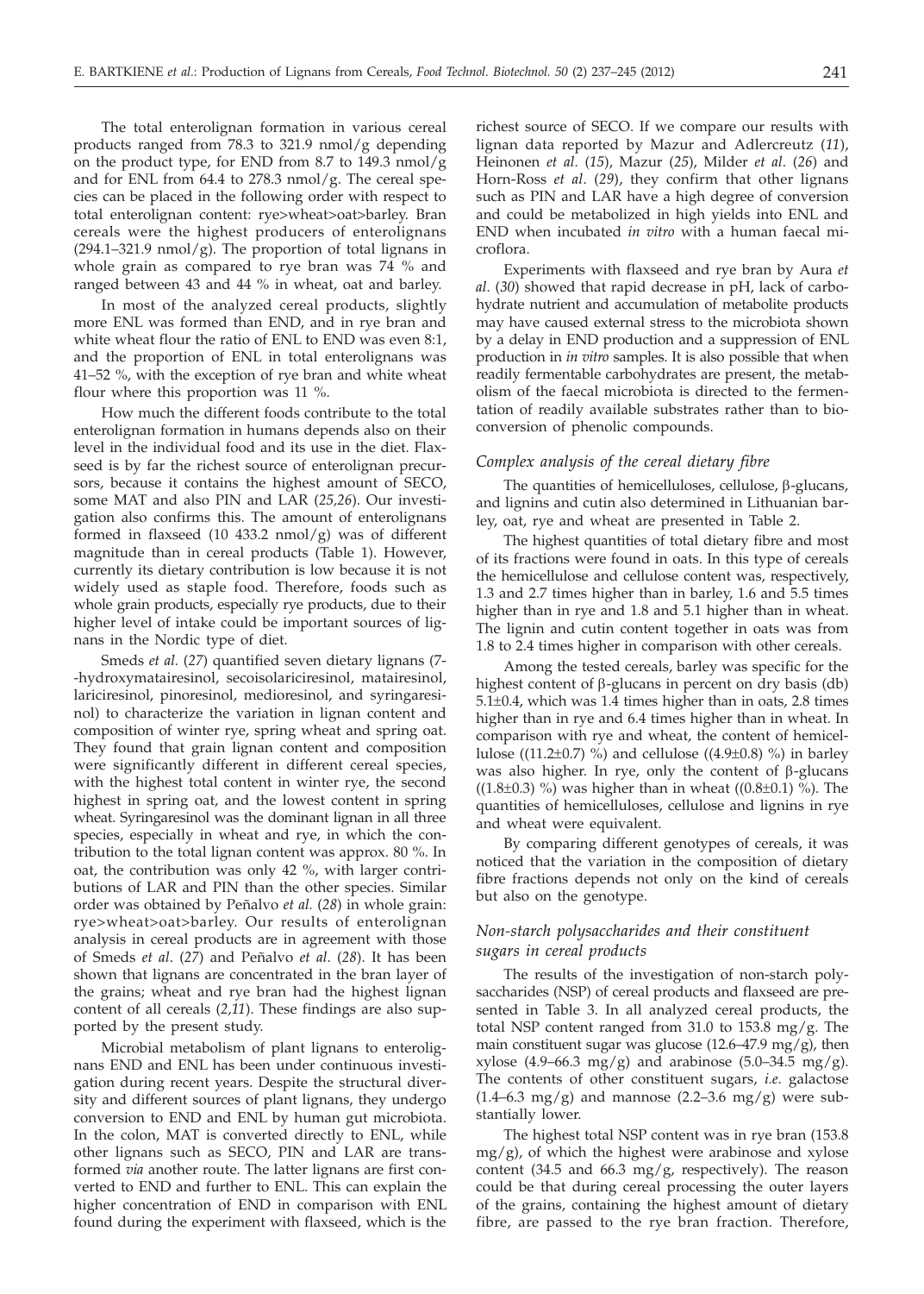The total enterolignan formation in various cereal products ranged from 78.3 to 321.9 nmol/g depending on the product type, for END from 8.7 to 149.3 nmol/g and for ENL from 64.4 to 278.3 nmol/g. The cereal species can be placed in the following order with respect to total enterolignan content: rye>wheat>oat>barley. Bran cereals were the highest producers of enterolignans (294.1–321.9 nmol/g). The proportion of total lignans in whole grain as compared to rye bran was 74 % and ranged between 43 and 44 % in wheat, oat and barley.

In most of the analyzed cereal products, slightly more ENL was formed than END, and in rye bran and white wheat flour the ratio of ENL to END was even 8:1, and the proportion of ENL in total enterolignans was 41–52 %, with the exception of rye bran and white wheat flour where this proportion was 11 %.

How much the different foods contribute to the total enterolignan formation in humans depends also on their level in the individual food and its use in the diet. Flaxseed is by far the richest source of enterolignan precursors, because it contains the highest amount of SECO, some MAT and also PIN and LAR (*25,26*). Our investigation also confirms this. The amount of enterolignans formed in flaxseed (10 433.2 nmol/g) was of different magnitude than in cereal products (Table 1). However, currently its dietary contribution is low because it is not widely used as staple food. Therefore, foods such as whole grain products, especially rye products, due to their higher level of intake could be important sources of lignans in the Nordic type of diet.

Smeds *et al.* (*27*) quantified seven dietary lignans (7-hydroxymatairesinol, secoisolariciresinol, matairesinol, lariciresinol, pinoresinol, medioresinol, and syringaresinol) to characterize the variation in lignan content and composition of winter rye, spring wheat and spring oat. They found that grain lignan content and composition were significantly different in different cereal species, with the highest total content in winter rye, the second highest in spring oat, and the lowest content in spring wheat. Syringaresinol was the dominant lignan in all three species, especially in wheat and rye, in which the contribution to the total lignan content was approx. 80 %. In oat, the contribution was only 42 %, with larger contributions of LAR and PIN than the other species. Similar order was obtained by Peñalvo *et al.* (*28*) in whole grain: rye>wheat>oat>barley. Our results of enterolignan analysis in cereal products are in agreement with those of Smeds *et al.* (*27*) and Peñalvo *et al.* (*28*). It has been shown that lignans are concentrated in the bran layer of the grains; wheat and rye bran had the highest lignan content of all cereals (*2,11*). These findings are also supported by the present study.

Microbial metabolism of plant lignans to enterolignans END and ENL has been under continuous investigation during recent years. Despite the structural diversity and different sources of plant lignans, they undergo conversion to END and ENL by human gut microbiota. In the colon, MAT is converted directly to ENL, while other lignans such as SECO, PIN and LAR are transformed *via* another route. The latter lignans are first converted to END and further to ENL. This can explain the higher concentration of END in comparison with ENL found during the experiment with flaxseed, which is the richest source of SECO. If we compare our results with lignan data reported by Mazur and Adlercreutz (*11*), Heinonen *et al.* (*15*), Mazur (*25*), Milder *et al.* (*26*) and Horn-Ross *et al.* (*29*), they confirm that other lignans such as PIN and LAR have a high degree of conversion and could be metabolized in high yields into ENL and END when incubated *in vitro* with a human faecal microflora.

Experiments with flaxseed and rye bran by Aura *et al.* (*30*) showed that rapid decrease in pH, lack of carbohydrate nutrient and accumulation of metabolite products may have caused external stress to the microbiota shown by a delay in END production and a suppression of ENL production in *in vitro* samples. It is also possible that when readily fermentable carbohydrates are present, the metabolism of the faecal microbiota is directed to the fermentation of readily available substrates rather than to bioconversion of phenolic compounds.

### *Complex analysis of the cereal dietary fibre*

The quantities of hemicelluloses, cellulose, β-glucans, and lignins and cutin also determined in Lithuanian barley, oat, rye and wheat are presented in Table 2.

The highest quantities of total dietary fibre and most of its fractions were found in oats. In this type of cereals the hemicellulose and cellulose content was, respectively, 1.3 and 2.7 times higher than in barley, 1.6 and 5.5 times higher than in rye and 1.8 and 5.1 higher than in wheat. The lignin and cutin content together in oats was from 1.8 to 2.4 times higher in comparison with other cereals.

Among the tested cereals, barley was specific for the highest content of β-glucans in percent on dry basis (db) 5.1±0.4, which was 1.4 times higher than in oats, 2.8 times higher than in rye and 6.4 times higher than in wheat. In comparison with rye and wheat, the content of hemicellulose ((11.2±0.7) %) and cellulose ((4.9±0.8) %) in barley was also higher. In rye, only the content of β-glucans ((1.8±0.3) %) was higher than in wheat ((0.8±0.1) %). The quantities of hemicelluloses, cellulose and lignins in rye and wheat were equivalent.

By comparing different genotypes of cereals, it was noticed that the variation in the composition of dietary fibre fractions depends not only on the kind of cereals but also on the genotype.

### *Non-starch polysaccharides and their constituent sugars in cereal products*

The results of the investigation of non-starch polysaccharides (NSP) of cereal products and flaxseed are presented in Table 3. In all analyzed cereal products, the total NSP content ranged from 31.0 to 153.8 mg/g. The main constituent sugar was glucose (12.6–47.9 mg/g), then xylose (4.9–66.3 mg/g) and arabinose (5.0–34.5 mg/g). The contents of other constituent sugars, *i.e.* galactose (1.4–6.3 mg/g) and mannose (2.2–3.6 mg/g) were substantially lower.

The highest total NSP content was in rye bran (153.8 mg/g), of which the highest were arabinose and xylose content (34.5 and 66.3 mg/g, respectively). The reason could be that during cereal processing the outer layers of the grains, containing the highest amount of dietary fibre, are passed to the rye bran fraction. Therefore,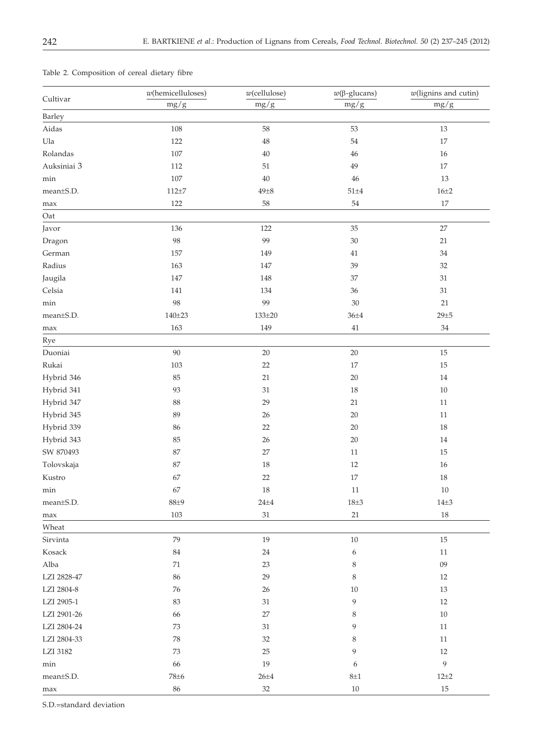Table 2. Composition of cereal dietary fibre

| Cultivar | $w$(hemicelluloses) mg/g | $w$(cellulose) mg/g | $w$(β-glucans) mg/g | $w$(lignins and cutin) mg/g |
|---|---|---|---|---|
| Barley | | | | |
| Aidas | 108 | 58 | 53 | 13 |
| Ula | 122 | 48 | 54 | 17 |
| Rolandas | 107 | 40 | 46 | 16 |
| Auksiniai 3 | 112 | 51 | 49 | 17 |
| min | 107 | 40 | 46 | 13 |
| mean±S.D. | 112±7 | 49±8 | 51±4 | 16±2 |
| max | 122 | 58 | 54 | 17 |
| Oat | | | | |
| Javor | 136 | 122 | 35 | 27 |
| Dragon | 98 | 99 | 30 | 21 |
| German | 157 | 149 | 41 | 34 |
| Radius | 163 | 147 | 39 | 32 |
| Jaugila | 147 | 148 | 37 | 31 |
| Celsia | 141 | 134 | 36 | 31 |
| min | 98 | 99 | 30 | 21 |
| mean±S.D. | 140±23 | 133±20 | 36±4 | 29±5 |
| max | 163 | 149 | 41 | 34 |
| Rye | | | | |
| Duoniai | 90 | 20 | 20 | 15 |
| Rukai | 103 | 22 | 17 | 15 |
| Hybrid 346 | 85 | 21 | 20 | 14 |
| Hybrid 341 | 93 | 31 | 18 | 10 |
| Hybrid 347 | 88 | 29 | 21 | 11 |
| Hybrid 345 | 89 | 26 | 20 | 11 |
| Hybrid 339 | 86 | 22 | 20 | 18 |
| Hybrid 343 | 85 | 26 | 20 | 14 |
| SW 870493 | 87 | 27 | 11 | 15 |
| Tolovskaja | 87 | 18 | 12 | 16 |
| Kustro | 67 | 22 | 17 | 18 |
| min | 67 | 18 | 11 | 10 |
| mean±S.D. | 88±9 | 24±4 | 18±3 | 14±3 |
| max | 103 | 31 | 21 | 18 |
| Wheat | | | | |
| Sirvinta | 79 | 19 | 10 | 15 |
| Kosack | 84 | 24 | 6 | 11 |
| Alba | 71 | 23 | 8 | 09 |
| LZI 2828-47 | 86 | 29 | 8 | 12 |
| LZI 2804-8 | 76 | 26 | 10 | 13 |
| LZI 2905-1 | 83 | 31 | 9 | 12 |
| LZI 2901-26 | 66 | 27 | 8 | 10 |
| LZI 2804-24 | 73 | 31 | 9 | 11 |
| LZI 2804-33 | 78 | 32 | 8 | 11 |
| LZI 3182 | 73 | 25 | 9 | 12 |
| min | 66 | 19 | 6 | 9 |
| mean±S.D. | 78±6 | 26±4 | 8±1 | 12±2 |
| max | 86 | 32 | 10 | 15 |

S.D.=standard deviation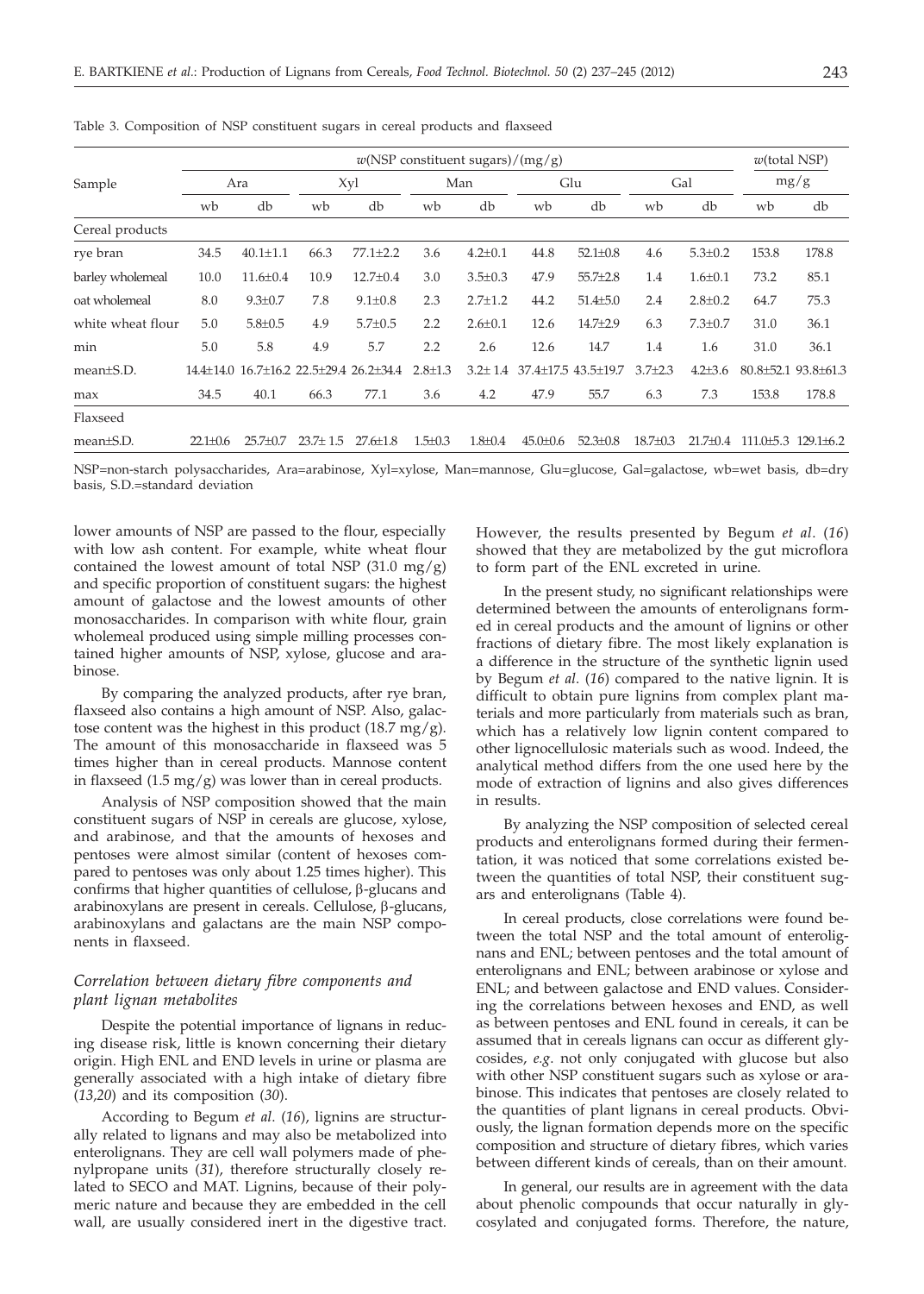Table 3. Composition of NSP constituent sugars in cereal products and flaxseed

| Sample | $w$(NSP constituent sugars)/(mg/g) | | | | | | | | | | $w$(total NSP) mg/g | |
|---|---|---|---|---|---|---|---|---|---|---|---|---|
| | Ara | | Xyl | | Man | | Glu | | Gal | | | |
| | wb | db | wb | db | wb | db | wb | db | wb | db | wb | db |
| Cereal products | | | | | | | | | | | | |
| rye bran | 34.5 | 40.1±1.1 | 66.3 | 77.1±2.2 | 3.6 | 4.2±0.1 | 44.8 | 52.1±0.8 | 4.6 | 5.3±0.2 | 153.8 | 178.8 |
| barley wholemeal | 10.0 | 11.6±0.4 | 10.9 | 12.7±0.4 | 3.0 | 3.5±0.3 | 47.9 | 55.7±2.8 | 1.4 | 1.6±0.1 | 73.2 | 85.1 |
| oat wholemeal | 8.0 | 9.3±0.7 | 7.8 | 9.1±0.8 | 2.3 | 2.7±1.2 | 44.2 | 51.4±5.0 | 2.4 | 2.8±0.2 | 64.7 | 75.3 |
| white wheat flour | 5.0 | 5.8±0.5 | 4.9 | 5.7±0.5 | 2.2 | 2.6±0.1 | 12.6 | 14.7±2.9 | 6.3 | 7.3±0.7 | 31.0 | 36.1 |
| min | 5.0 | 5.8 | 4.9 | 5.7 | 2.2 | 2.6 | 12.6 | 14.7 | 1.4 | 1.6 | 31.0 | 36.1 |
| mean±S.D. | 14.4±14.0 | 16.7±16.2 | 22.5±29.4 | 26.2±34.4 | 2.8±1.3 | 3.2± 1.4 | 37.4±17.5 | 43.5±19.7 | 3.7±2.3 | 4.2±3.6 | 80.8±52.1 | 93.8±61.3 |
| max | 34.5 | 40.1 | 66.3 | 77.1 | 3.6 | 4.2 | 47.9 | 55.7 | 6.3 | 7.3 | 153.8 | 178.8 |
| Flaxseed | | | | | | | | | | | | |
| mean±S.D. | 22.1±0.6 | 25.7±0.7 | 23.7± 1.5 | 27.6±1.8 | 1.5±0.3 | 1.8±0.4 | 45.0±0.6 | 52.3±0.8 | 18.7±0.3 | 21.7±0.4 | 111.0±5.3 | 129.1±6.2 |

NSP=non-starch polysaccharides, Ara=arabinose, Xyl=xylose, Man=mannose, Glu=glucose, Gal=galactose, wb=wet basis, db=dry basis, S.D.=standard deviation

lower amounts of NSP are passed to the flour, especially with low ash content. For example, white wheat flour contained the lowest amount of total NSP (31.0 mg/g) and specific proportion of constituent sugars: the highest amount of galactose and the lowest amounts of other monosaccharides. In comparison with white flour, grain wholemeal produced using simple milling processes contained higher amounts of NSP, xylose, glucose and arabinose.

By comparing the analyzed products, after rye bran, flaxseed also contains a high amount of NSP. Also, galactose content was the highest in this product (18.7 mg/g). The amount of this monosaccharide in flaxseed was 5 times higher than in cereal products. Mannose content in flaxseed (1.5 mg/g) was lower than in cereal products.

Analysis of NSP composition showed that the main constituent sugars of NSP in cereals are glucose, xylose, and arabinose, and that the amounts of hexoses and pentoses were almost similar (content of hexoses compared to pentoses was only about 1.25 times higher). This confirms that higher quantities of cellulose, β-glucans and arabinoxylans are present in cereals. Cellulose, β-glucans, arabinoxylans and galactans are the main NSP components in flaxseed.

### *Correlation between dietary fibre components and plant lignan metabolites*

Despite the potential importance of lignans in reducing disease risk, little is known concerning their dietary origin. High ENL and END levels in urine or plasma are generally associated with a high intake of dietary fibre (*13,20*) and its composition (*30*).

According to Begum *et al.* (*16*), lignins are structurally related to lignans and may also be metabolized into enterolignans. They are cell wall polymers made of phenylpropane units (*31*), therefore structurally closely related to SECO and MAT. Lignins, because of their polymeric nature and because they are embedded in the cell wall, are usually considered inert in the digestive tract. However, the results presented by Begum *et al.* (*16*) showed that they are metabolized by the gut microflora to form part of the ENL excreted in urine.

In the present study, no significant relationships were determined between the amounts of enterolignans formed in cereal products and the amount of lignins or other fractions of dietary fibre. The most likely explanation is a difference in the structure of the synthetic lignin used by Begum *et al.* (*16*) compared to the native lignin. It is difficult to obtain pure lignins from complex plant materials and more particularly from materials such as bran, which has a relatively low lignin content compared to other lignocellulosic materials such as wood. Indeed, the analytical method differs from the one used here by the mode of extraction of lignins and also gives differences in results.

By analyzing the NSP composition of selected cereal products and enterolignans formed during their fermentation, it was noticed that some correlations existed between the quantities of total NSP, their constituent sugars and enterolignans (Table 4).

In cereal products, close correlations were found between the total NSP and the total amount of enterolignans and ENL; between pentoses and the total amount of enterolignans and ENL; between arabinose or xylose and ENL; and between galactose and END values. Considering the correlations between hexoses and END, as well as between pentoses and ENL found in cereals, it can be assumed that in cereals lignans can occur as different glycosides, *e.g.* not only conjugated with glucose but also with other NSP constituent sugars such as xylose or arabinose. This indicates that pentoses are closely related to the quantities of plant lignans in cereal products. Obviously, the lignan formation depends more on the specific composition and structure of dietary fibres, which varies between different kinds of cereals, than on their amount.

In general, our results are in agreement with the data about phenolic compounds that occur naturally in glycosylated and conjugated forms. Therefore, the nature,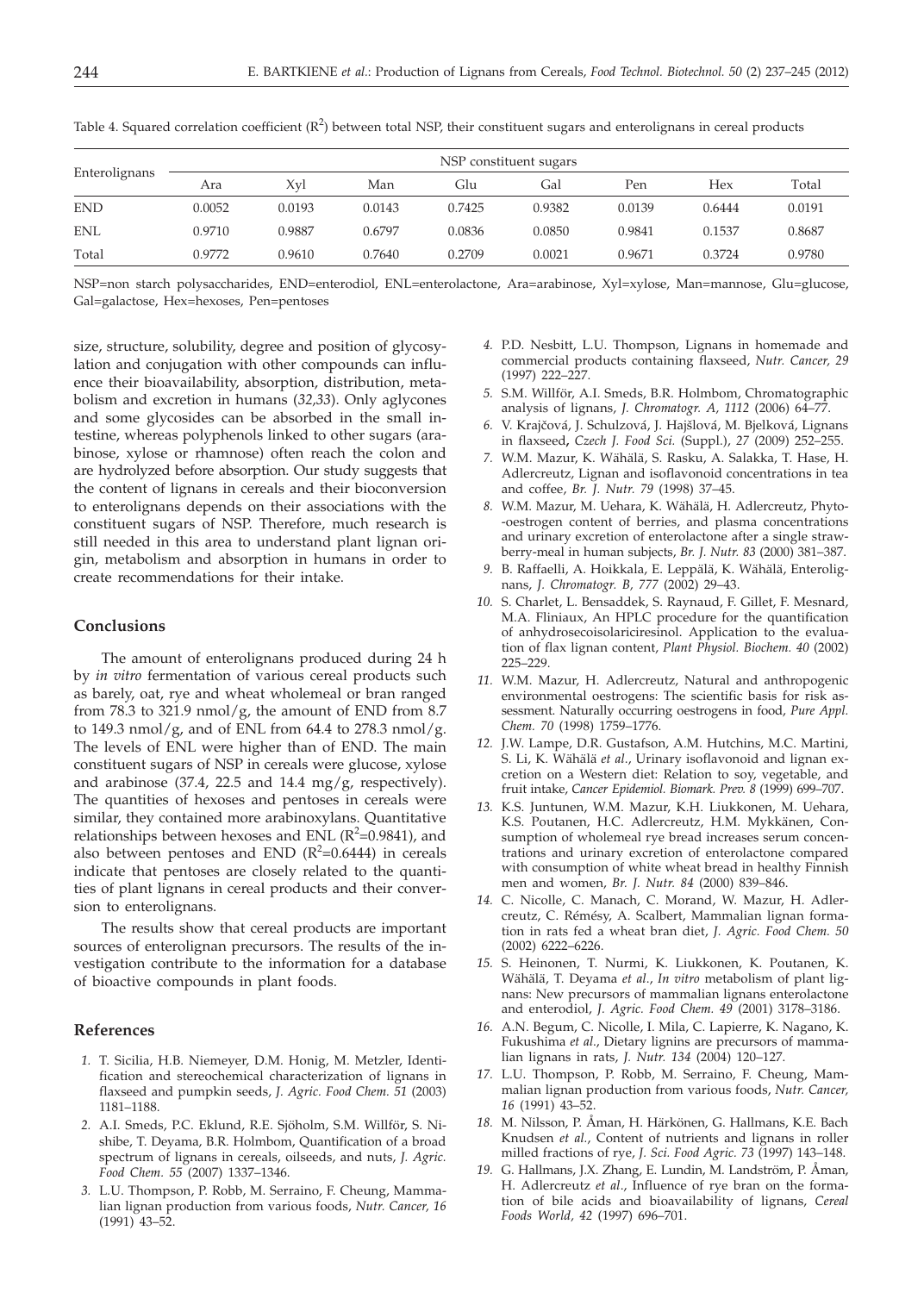Table 4. Squared correlation coefficient ($R^2$) between total NSP, their constituent sugars and enterolignans in cereal products

| Enterolignans | NSP constituent sugars | | | | | | | |
|---|---|---|---|---|---|---|---|---|
| | Ara | Xyl | Man | Glu | Gal | Pen | Hex | Total |
| END | 0.0052 | 0.0193 | 0.0143 | 0.7425 | 0.9382 | 0.0139 | 0.6444 | 0.0191 |
| ENL | 0.9710 | 0.9887 | 0.6797 | 0.0836 | 0.0850 | 0.9841 | 0.1537 | 0.8687 |
| Total | 0.9772 | 0.9610 | 0.7640 | 0.2709 | 0.0021 | 0.9671 | 0.3724 | 0.9780 |

NSP=non starch polysaccharides, END=enterodiol, ENL=enterolactone, Ara=arabinose, Xyl=xylose, Man=mannose, Glu=glucose, Gal=galactose, Hex=hexoses, Pen=pentoses

size, structure, solubility, degree and position of glycosylation and conjugation with other compounds can influence their bioavailability, absorption, distribution, metabolism and excretion in humans (*32,33*). Only aglycones and some glycosides can be absorbed in the small intestine, whereas polyphenols linked to other sugars (arabinose, xylose or rhamnose) often reach the colon and are hydrolyzed before absorption. Our study suggests that the content of lignans in cereals and their bioconversion to enterolignans depends on their associations with the constituent sugars of NSP. Therefore, much research is still needed in this area to understand plant lignan origin, metabolism and absorption in humans in order to create recommendations for their intake.

## Conclusions

The amount of enterolignans produced during 24 h by *in vitro* fermentation of various cereal products such as barely, oat, rye and wheat wholemeal or bran ranged from 78.3 to 321.9 nmol/g, the amount of END from 8.7 to 149.3 nmol/g, and of ENL from 64.4 to 278.3 nmol/g. The levels of ENL were higher than of END. The main constituent sugars of NSP in cereals were glucose, xylose and arabinose (37.4, 22.5 and 14.4 mg/g, respectively). The quantities of hexoses and pentoses in cereals were similar, they contained more arabinoxylans. Quantitative relationships between hexoses and ENL ($R^2$=0.9841), and also between pentoses and END ($R^2$=0.6444) in cereals indicate that pentoses are closely related to the quantities of plant lignans in cereal products and their conversion to enterolignans.

The results show that cereal products are important sources of enterolignan precursors. The results of the investigation contribute to the information for a database of bioactive compounds in plant foods.

## References

1. T. Sicilia, H.B. Niemeyer, D.M. Honig, M. Metzler, Identification and stereochemical characterization of lignans in flaxseed and pumpkin seeds, *J. Agric. Food Chem. 51* (2003) 1181–1188.
2. A.I. Smeds, P.C. Eklund, R.E. Sjöholm, S.M. Willför, S. Nishibe, T. Deyama, B.R. Holmbom, Quantification of a broad spectrum of lignans in cereals, oilseeds, and nuts, *J. Agric. Food Chem. 55* (2007) 1337–1346.
3. L.U. Thompson, P. Robb, M. Serraino, F. Cheung, Mammalian lignan production from various foods, *Nutr. Cancer, 16* (1991) 43–52.
4. P.D. Nesbitt, L.U. Thompson, Lignans in homemade and commercial products containing flaxseed, *Nutr. Cancer, 29* (1997) 222–227.
5. S.M. Willför, A.I. Smeds, B.R. Holmbom, Chromatographic analysis of lignans, *J. Chromatogr. A, 1112* (2006) 64–77.
6. V. Krajčová, J. Schulzová, J. Hajšlová, M. Bjelková, Lignans in flaxseed, *Czech J. Food Sci.* (Suppl.), *27* (2009) 252–255.
7. W.M. Mazur, K. Wähälä, S. Rasku, A. Salakka, T. Hase, H. Adlercreutz, Lignan and isoflavonoid concentrations in tea and coffee, *Br. J. Nutr. 79* (1998) 37–45.
8. W.M. Mazur, M. Uehara, K. Wähälä, H. Adlercreutz, Phyto-oestrogen content of berries, and plasma concentrations and urinary excretion of enterolactone after a single strawberry-meal in human subjects, *Br. J. Nutr. 83* (2000) 381–387.
9. B. Raffaelli, A. Hoikkala, E. Leppälä, K. Wähälä, Enterolignans, *J. Chromatogr. B, 777* (2002) 29–43.
10. S. Charlet, L. Bensaddek, S. Raynaud, F. Gillet, F. Mesnard, M.A. Fliniaux, An HPLC procedure for the quantification of anhydrosecoisolariciresinol. Application to the evaluation of flax lignan content, *Plant Physiol. Biochem. 40* (2002) 225–229.
11. W.M. Mazur, H. Adlercreutz, Natural and anthropogenic environmental oestrogens: The scientific basis for risk assessment. Naturally occurring oestrogens in food, *Pure Appl. Chem. 70* (1998) 1759–1776.
12. J.W. Lampe, D.R. Gustafson, A.M. Hutchins, M.C. Martini, S. Li, K. Wähälä *et al.*, Urinary isoflavonoid and lignan excretion on a Western diet: Relation to soy, vegetable, and fruit intake, *Cancer Epidemiol. Biomark. Prev. 8* (1999) 699–707.
13. K.S. Juntunen, W.M. Mazur, K.H. Liukkonen, M. Uehara, K.S. Poutanen, H.C. Adlercreutz, H.M. Mykkänen, Consumption of wholemeal rye bread increases serum concentrations and urinary excretion of enterolactone compared with consumption of white wheat bread in healthy Finnish men and women, *Br. J. Nutr. 84* (2000) 839–846.
14. C. Nicolle, C. Manach, C. Morand, W. Mazur, H. Adlercreutz, C. Rémésy, A. Scalbert, Mammalian lignan formation in rats fed a wheat bran diet, *J. Agric. Food Chem. 50* (2002) 6222–6226.
15. S. Heinonen, T. Nurmi, K. Liukkonen, K. Poutanen, K. Wähälä, T. Deyama *et al.*, *In vitro* metabolism of plant lignans: New precursors of mammalian lignans enterolactone and enterodiol, *J. Agric. Food Chem. 49* (2001) 3178–3186.
16. A.N. Begum, C. Nicolle, I. Mila, C. Lapierre, K. Nagano, K. Fukushima *et al.*, Dietary lignins are precursors of mammalian lignans in rats, *J. Nutr. 134* (2004) 120–127.
17. L.U. Thompson, P. Robb, M. Serraino, F. Cheung, Mammalian lignan production from various foods, *Nutr. Cancer, 16* (1991) 43–52.
18. M. Nilsson, P. Åman, H. Härkönen, G. Hallmans, K.E. Bach Knudsen *et al.*, Content of nutrients and lignans in roller milled fractions of rye, *J. Sci. Food Agric. 73* (1997) 143–148.
19. G. Hallmans, J.X. Zhang, E. Lundin, M. Landström, P. Åman, H. Adlercreutz *et al.*, Influence of rye bran on the formation of bile acids and bioavailability of lignans, *Cereal Foods World, 42* (1997) 696–701.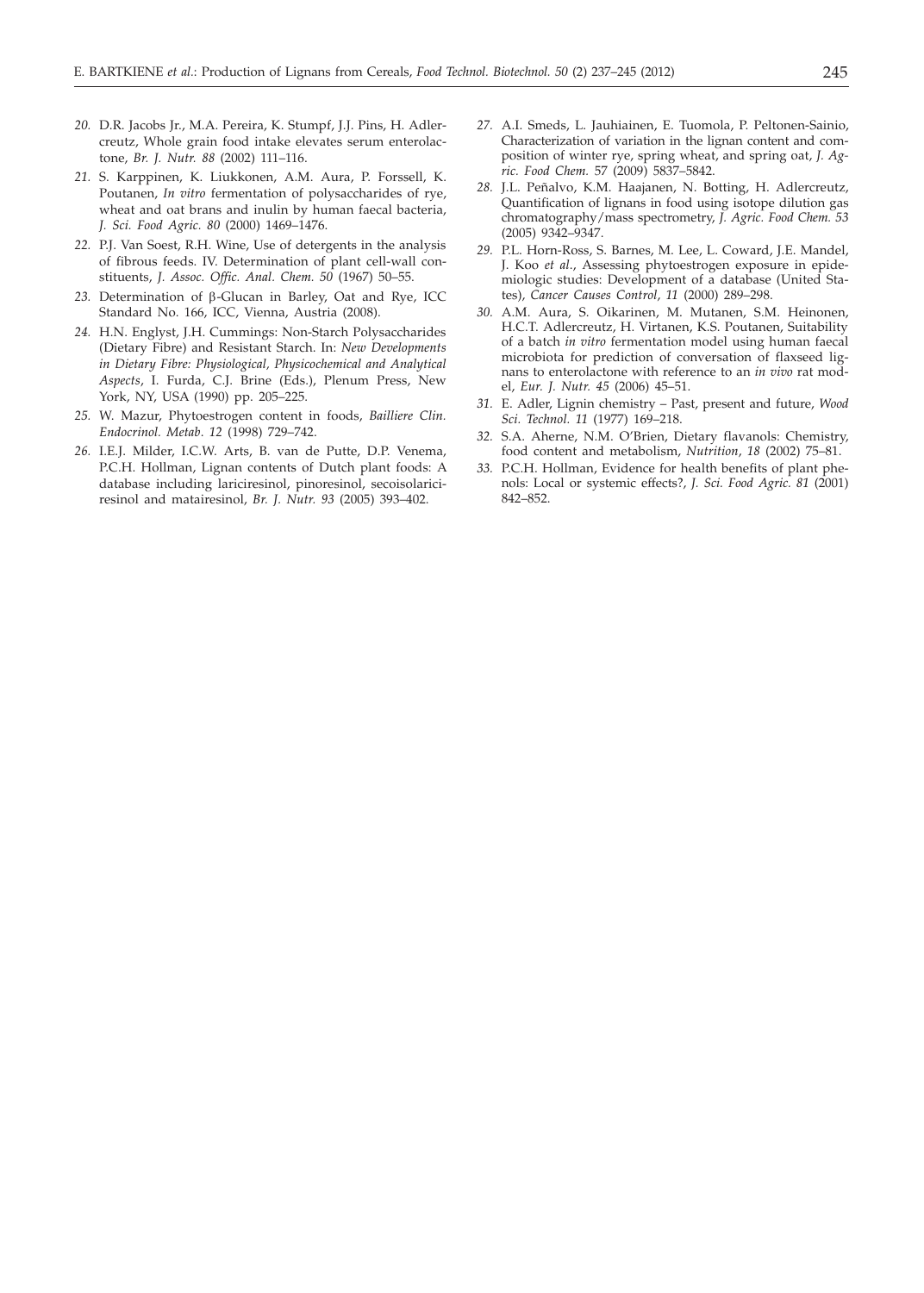*20.* D.R. Jacobs Jr., M.A. Pereira, K. Stumpf, J.J. Pins, H. Adlercreutz, Whole grain food intake elevates serum enterolactone, *Br. J. Nutr. 88* (2002) 111–116.

*21.* S. Karppinen, K. Liukkonen, A.M. Aura, P. Forssell, K. Poutanen, *In vitro* fermentation of polysaccharides of rye, wheat and oat brans and inulin by human faecal bacteria, *J. Sci. Food Agric. 80* (2000) 1469–1476.

*22.* P.J. Van Soest, R.H. Wine, Use of detergents in the analysis of fibrous feeds. IV. Determination of plant cell-wall constituents, *J. Assoc. Offic. Anal. Chem. 50* (1967) 50–55.

*23.* Determination of β-Glucan in Barley, Oat and Rye, ICC Standard No. 166, ICC, Vienna, Austria (2008).

*24.* H.N. Englyst, J.H. Cummings: Non-Starch Polysaccharides (Dietary Fibre) and Resistant Starch. In: *New Developments in Dietary Fibre: Physiological, Physicochemical and Analytical Aspects*, I. Furda, C.J. Brine (Eds.), Plenum Press, New York, NY, USA (1990) pp. 205–225.

*25.* W. Mazur, Phytoestrogen content in foods, *Bailliere Clin. Endocrinol. Metab. 12* (1998) 729–742.

*26.* I.E.J. Milder, I.C.W. Arts, B. van de Putte, D.P. Venema, P.C.H. Hollman, Lignan contents of Dutch plant foods: A database including lariciresinol, pinoresinol, secoisolariciresinol and matairesinol, *Br. J. Nutr. 93* (2005) 393–402.

*27.* A.I. Smeds, L. Jauhiainen, E. Tuomola, P. Peltonen-Sainio, Characterization of variation in the lignan content and composition of winter rye, spring wheat, and spring oat, *J. Agric. Food Chem.* 57 (2009) 5837–5842.

*28.* J.L. Peñalvo, K.M. Haajanen, N. Botting, H. Adlercreutz, Quantification of lignans in food using isotope dilution gas chromatography/mass spectrometry, *J. Agric. Food Chem. 53* (2005) 9342–9347.

*29.* P.L. Horn-Ross, S. Barnes, M. Lee, L. Coward, J.E. Mandel, J. Koo *et al*., Assessing phytoestrogen exposure in epidemiologic studies: Development of a database (United States), *Cancer Causes Control*, *11* (2000) 289–298.

*30.* A.M. Aura, S. Oikarinen, M. Mutanen, S.M. Heinonen, H.C.T. Adlercreutz, H. Virtanen, K.S. Poutanen, Suitability of a batch *in vitro* fermentation model using human faecal microbiota for prediction of conversation of flaxseed lignans to enterolactone with reference to an *in vivo* rat model, *Eur. J. Nutr. 45* (2006) 45–51.

*31.* E. Adler, Lignin chemistry – Past, present and future, *Wood Sci. Technol. 11* (1977) 169–218.

*32.* S.A. Aherne, N.M. O'Brien, Dietary flavanols: Chemistry, food content and metabolism, *Nutrition*, *18* (2002) 75–81.

*33.* P.C.H. Hollman, Evidence for health benefits of plant phenols: Local or systemic effects?, *J. Sci. Food Agric. 81* (2001) 842–852.